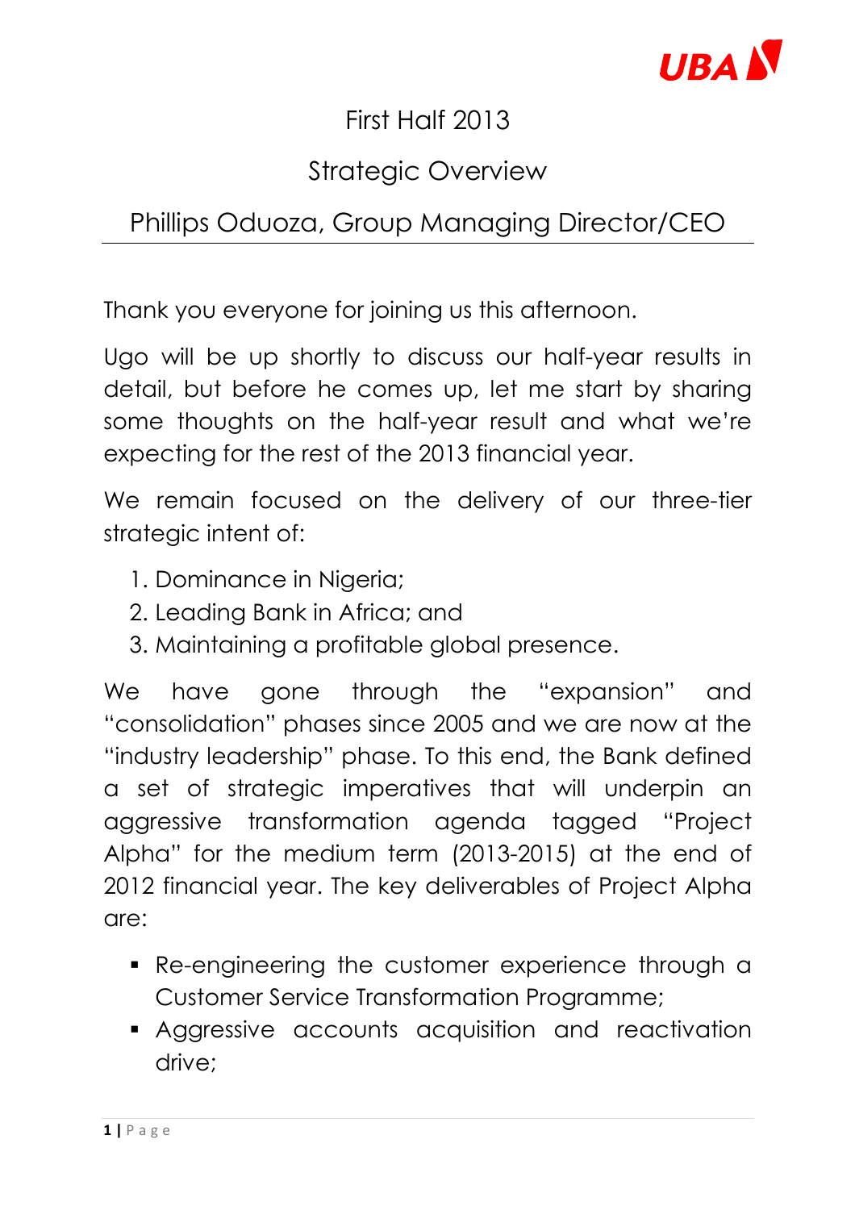# First Half 2013

## Strategic Overview

## Phillips Oduoza, Group Managing Director/CEO

Thank you everyone for joining us this afternoon.

Ugo will be up shortly to discuss our half-year results in detail, but before he comes up, let me start by sharing some thoughts on the half-year result and what we're expecting for the rest of the 2013 financial year.

We remain focused on the delivery of our three-tier strategic intent of:

1. Dominance in Nigeria;
2. Leading Bank in Africa; and
3. Maintaining a profitable global presence.

We have gone through the "expansion" and "consolidation" phases since 2005 and we are now at the "industry leadership" phase. To this end, the Bank defined a set of strategic imperatives that will underpin an aggressive transformation agenda tagged "Project Alpha" for the medium term (2013-2015) at the end of 2012 financial year. The key deliverables of Project Alpha are:

- Re-engineering the customer experience through a Customer Service Transformation Programme;
- Aggressive accounts acquisition and reactivation drive;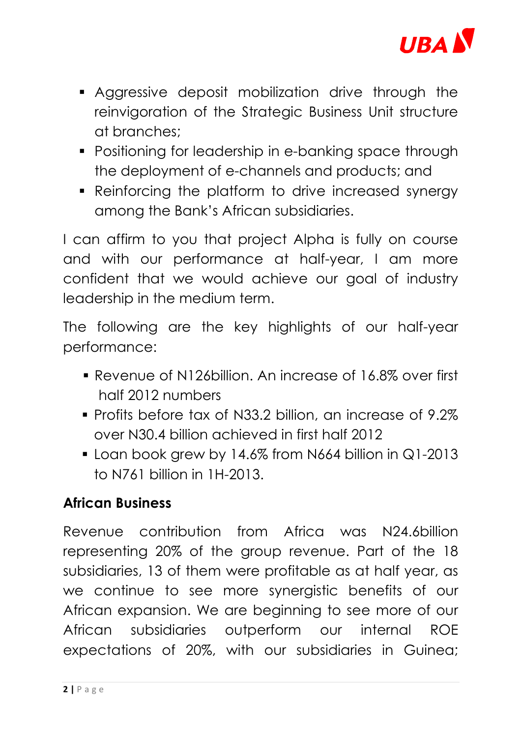- Aggressive deposit mobilization drive through the reinvigoration of the Strategic Business Unit structure at branches;
- Positioning for leadership in e-banking space through the deployment of e-channels and products; and
- Reinforcing the platform to drive increased synergy among the Bank's African subsidiaries.

I can affirm to you that project Alpha is fully on course and with our performance at half-year, I am more confident that we would achieve our goal of industry leadership in the medium term.

The following are the key highlights of our half-year performance:

- Revenue of N126billion. An increase of 16.8% over first half 2012 numbers
- Profits before tax of N33.2 billion, an increase of 9.2% over N30.4 billion achieved in first half 2012
- Loan book grew by 14.6% from N664 billion in Q1-2013 to N761 billion in 1H-2013.

**African Business**

Revenue contribution from Africa was N24.6billion representing 20% of the group revenue. Part of the 18 subsidiaries, 13 of them were profitable as at half year, as we continue to see more synergistic benefits of our African expansion. We are beginning to see more of our African subsidiaries outperform our internal ROE expectations of 20%, with our subsidiaries in Guinea;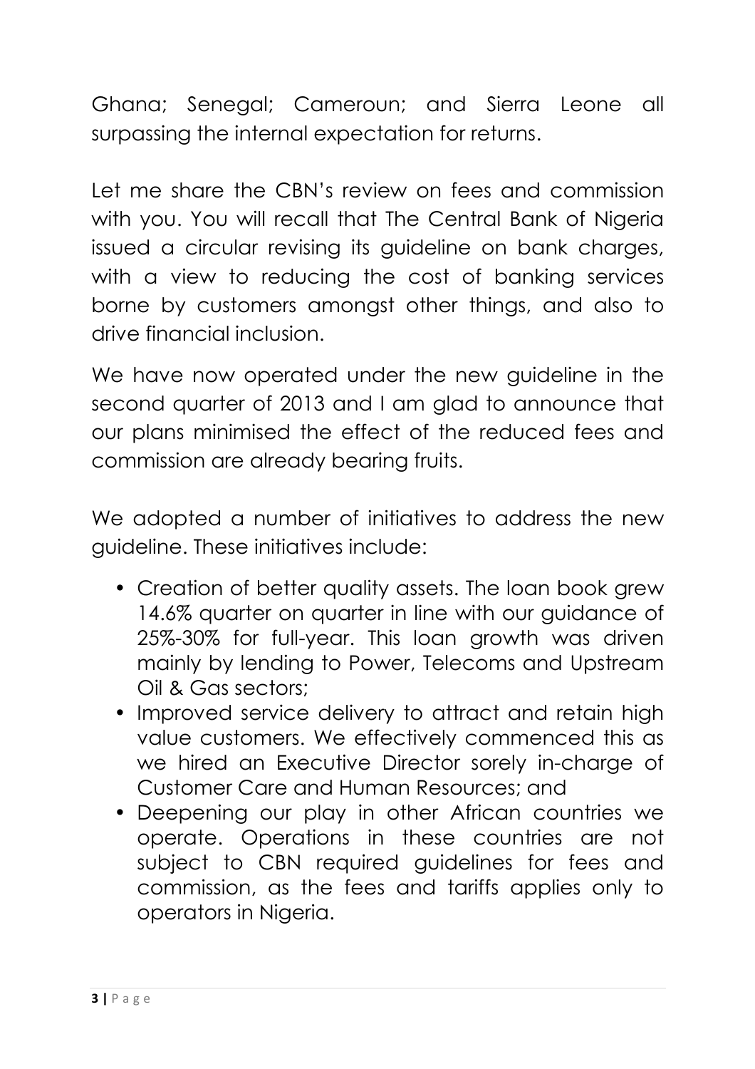Ghana; Senegal; Cameroun; and Sierra Leone all surpassing the internal expectation for returns.

Let me share the CBN's review on fees and commission with you. You will recall that The Central Bank of Nigeria issued a circular revising its guideline on bank charges, with a view to reducing the cost of banking services borne by customers amongst other things, and also to drive financial inclusion.

We have now operated under the new guideline in the second quarter of 2013 and I am glad to announce that our plans minimised the effect of the reduced fees and commission are already bearing fruits.

We adopted a number of initiatives to address the new guideline. These initiatives include:

- Creation of better quality assets. The loan book grew 14.6% quarter on quarter in line with our guidance of 25%-30% for full-year. This loan growth was driven mainly by lending to Power, Telecoms and Upstream Oil & Gas sectors;
- Improved service delivery to attract and retain high value customers. We effectively commenced this as we hired an Executive Director sorely in-charge of Customer Care and Human Resources; and
- Deepening our play in other African countries we operate. Operations in these countries are not subject to CBN required guidelines for fees and commission, as the fees and tariffs applies only to operators in Nigeria.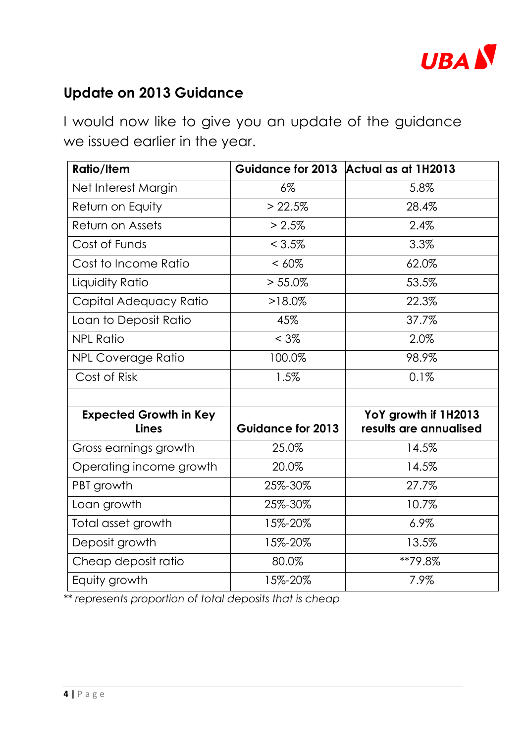## Update on 2013 Guidance

I would now like to give you an update of the guidance we issued earlier in the year.

| Ratio/Item | Guidance for 2013 | Actual as at 1H2013 |
|---|---|---|
| Net Interest Margin | 6% | 5.8% |
| Return on Equity | > 22.5% | 28.4% |
| Return on Assets | > 2.5% | 2.4% |
| Cost of Funds | < 3.5% | 3.3% |
| Cost to Income Ratio | < 60% | 62.0% |
| Liquidity Ratio | > 55.0% | 53.5% |
| Capital Adequacy Ratio | >18.0% | 22.3% |
| Loan to Deposit Ratio | 45% | 37.7% |
| NPL Ratio | < 3% | 2.0% |
| NPL Coverage Ratio | 100.0% | 98.9% |
| Cost of Risk | 1.5% | 0.1% |
| | | |
| **Expected Growth in Key Lines** | **Guidance for 2013** | **YoY growth if 1H2013 results are annualised** |
| Gross earnings growth | 25.0% | 14.5% |
| Operating income growth | 20.0% | 14.5% |
| PBT growth | 25%-30% | 27.7% |
| Loan growth | 25%-30% | 10.7% |
| Total asset growth | 15%-20% | 6.9% |
| Deposit growth | 15%-20% | 13.5% |
| Cheap deposit ratio | 80.0% | **79.8% |
| Equity growth | 15%-20% | 7.9% |

*\** represents proportion of total deposits that is cheap*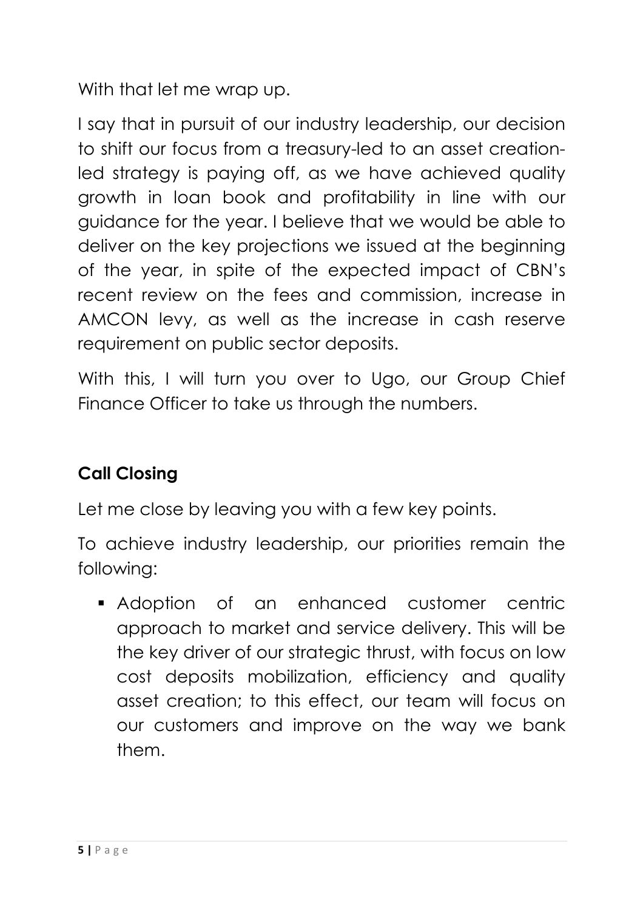With that let me wrap up.

I say that in pursuit of our industry leadership, our decision to shift our focus from a treasury-led to an asset creation-led strategy is paying off, as we have achieved quality growth in loan book and profitability in line with our guidance for the year. I believe that we would be able to deliver on the key projections we issued at the beginning of the year, in spite of the expected impact of CBN's recent review on the fees and commission, increase in AMCON levy, as well as the increase in cash reserve requirement on public sector deposits.

With this, I will turn you over to Ugo, our Group Chief Finance Officer to take us through the numbers.

## Call Closing

Let me close by leaving you with a few key points.

To achieve industry leadership, our priorities remain the following:

- Adoption of an enhanced customer centric approach to market and service delivery. This will be the key driver of our strategic thrust, with focus on low cost deposits mobilization, efficiency and quality asset creation; to this effect, our team will focus on our customers and improve on the way we bank them.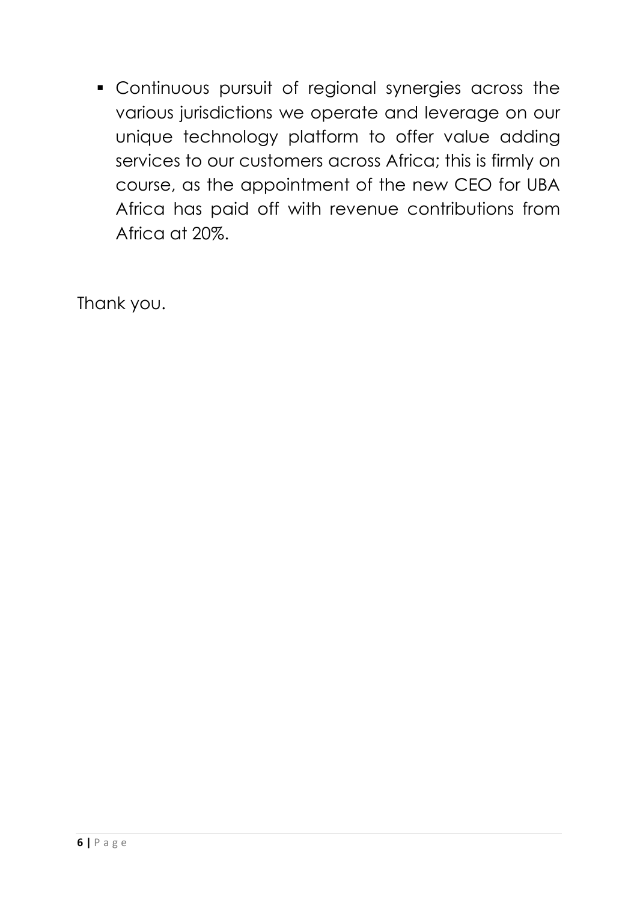- Continuous pursuit of regional synergies across the various jurisdictions we operate and leverage on our unique technology platform to offer value adding services to our customers across Africa; this is firmly on course, as the appointment of the new CEO for UBA Africa has paid off with revenue contributions from Africa at 20%.

Thank you.